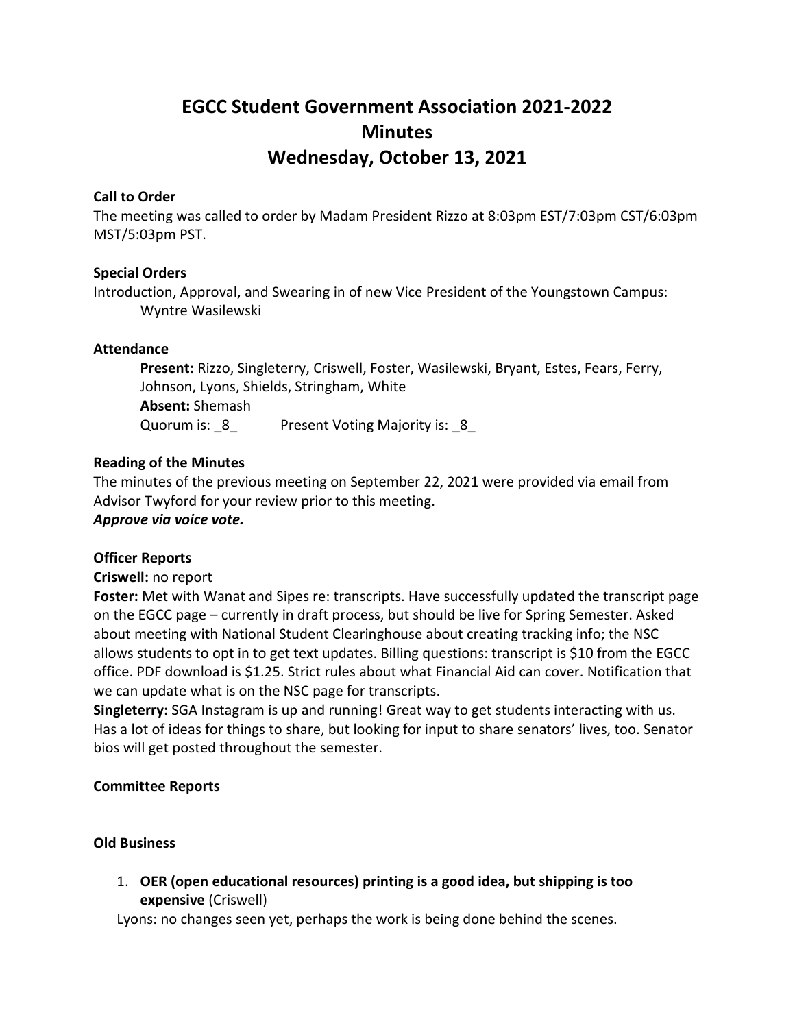# EGCC Student Government Association 2021-2022
# Minutes
# Wednesday, October 13, 2021

**Call to Order**

The meeting was called to order by Madam President Rizzo at 8:03pm EST/7:03pm CST/6:03pm MST/5:03pm PST.

**Special Orders**

Introduction, Approval, and Swearing in of new Vice President of the Youngstown Campus: Wyntre Wasilewski

**Attendance**

**Present:** Rizzo, Singleterry, Criswell, Foster, Wasilewski, Bryant, Estes, Fears, Ferry, Johnson, Lyons, Shields, Stringham, White

**Absent:** Shemash

Quorum is: _8_ Present Voting Majority is: _8_

**Reading of the Minutes**

The minutes of the previous meeting on September 22, 2021 were provided via email from Advisor Twyford for your review prior to this meeting.

***Approve via voice vote.***

**Officer Reports**

**Criswell:** no report

**Foster:** Met with Wanat and Sipes re: transcripts. Have successfully updated the transcript page on the EGCC page – currently in draft process, but should be live for Spring Semester. Asked about meeting with National Student Clearinghouse about creating tracking info; the NSC allows students to opt in to get text updates. Billing questions: transcript is $10 from the EGCC office. PDF download is $1.25. Strict rules about what Financial Aid can cover. Notification that we can update what is on the NSC page for transcripts.

**Singleterry:** SGA Instagram is up and running! Great way to get students interacting with us. Has a lot of ideas for things to share, but looking for input to share senators' lives, too. Senator bios will get posted throughout the semester.

**Committee Reports**

**Old Business**

1. **OER (open educational resources) printing is a good idea, but shipping is too expensive** (Criswell)

Lyons: no changes seen yet, perhaps the work is being done behind the scenes.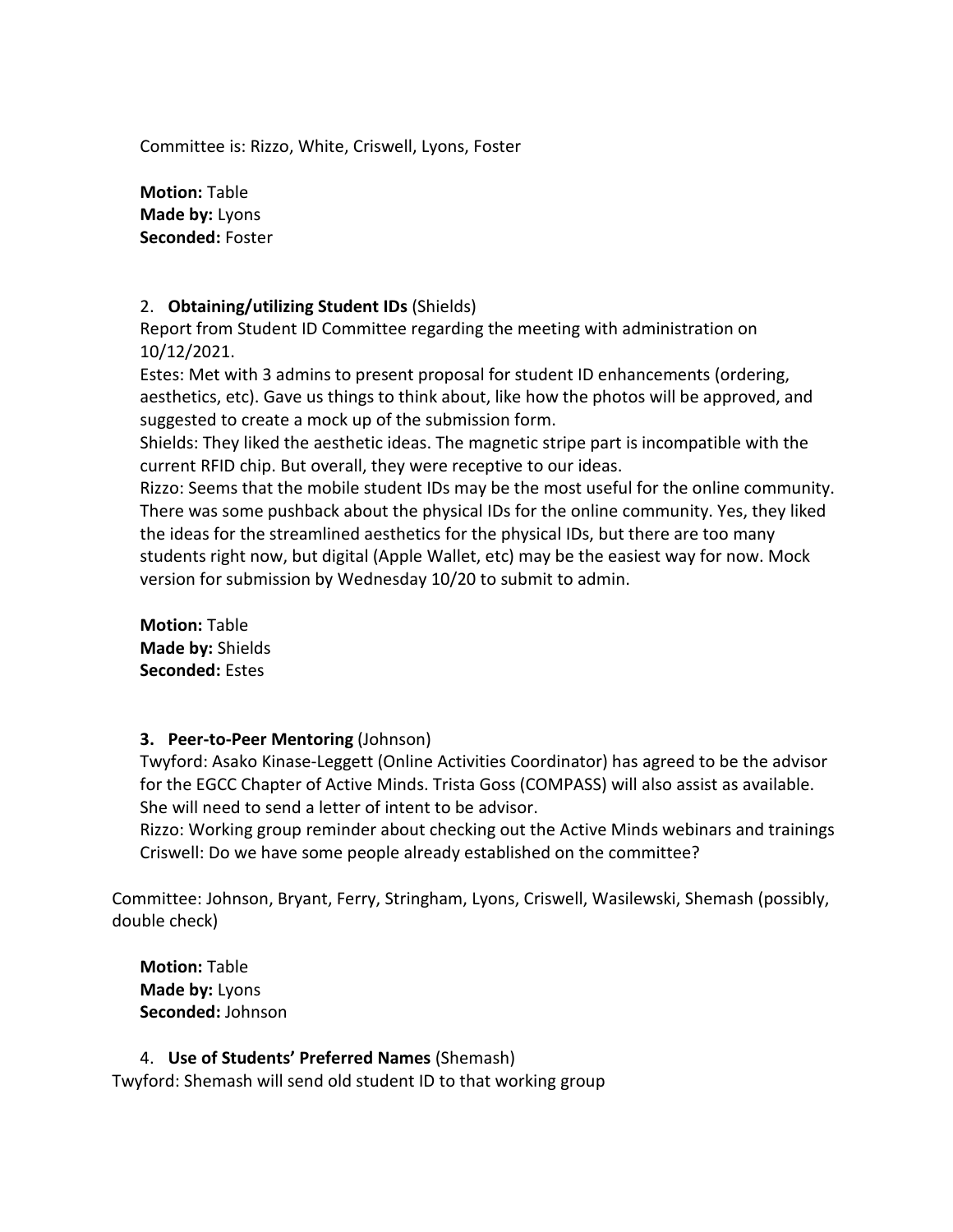Committee is: Rizzo, White, Criswell, Lyons, Foster

**Motion:** Table
**Made by:** Lyons
**Seconded:** Foster

2. **Obtaining/utilizing Student IDs** (Shields)

Report from Student ID Committee regarding the meeting with administration on 10/12/2021.

Estes: Met with 3 admins to present proposal for student ID enhancements (ordering, aesthetics, etc). Gave us things to think about, like how the photos will be approved, and suggested to create a mock up of the submission form.

Shields: They liked the aesthetic ideas. The magnetic stripe part is incompatible with the current RFID chip. But overall, they were receptive to our ideas.

Rizzo: Seems that the mobile student IDs may be the most useful for the online community. There was some pushback about the physical IDs for the online community. Yes, they liked the ideas for the streamlined aesthetics for the physical IDs, but there are too many students right now, but digital (Apple Wallet, etc) may be the easiest way for now. Mock version for submission by Wednesday 10/20 to submit to admin.

**Motion:** Table
**Made by:** Shields
**Seconded:** Estes

3. **Peer-to-Peer Mentoring** (Johnson)

Twyford: Asako Kinase-Leggett (Online Activities Coordinator) has agreed to be the advisor for the EGCC Chapter of Active Minds. Trista Goss (COMPASS) will also assist as available. She will need to send a letter of intent to be advisor.

Rizzo: Working group reminder about checking out the Active Minds webinars and trainings

Criswell: Do we have some people already established on the committee?

Committee: Johnson, Bryant, Ferry, Stringham, Lyons, Criswell, Wasilewski, Shemash (possibly, double check)

**Motion:** Table
**Made by:** Lyons
**Seconded:** Johnson

4. **Use of Students' Preferred Names** (Shemash)

Twyford: Shemash will send old student ID to that working group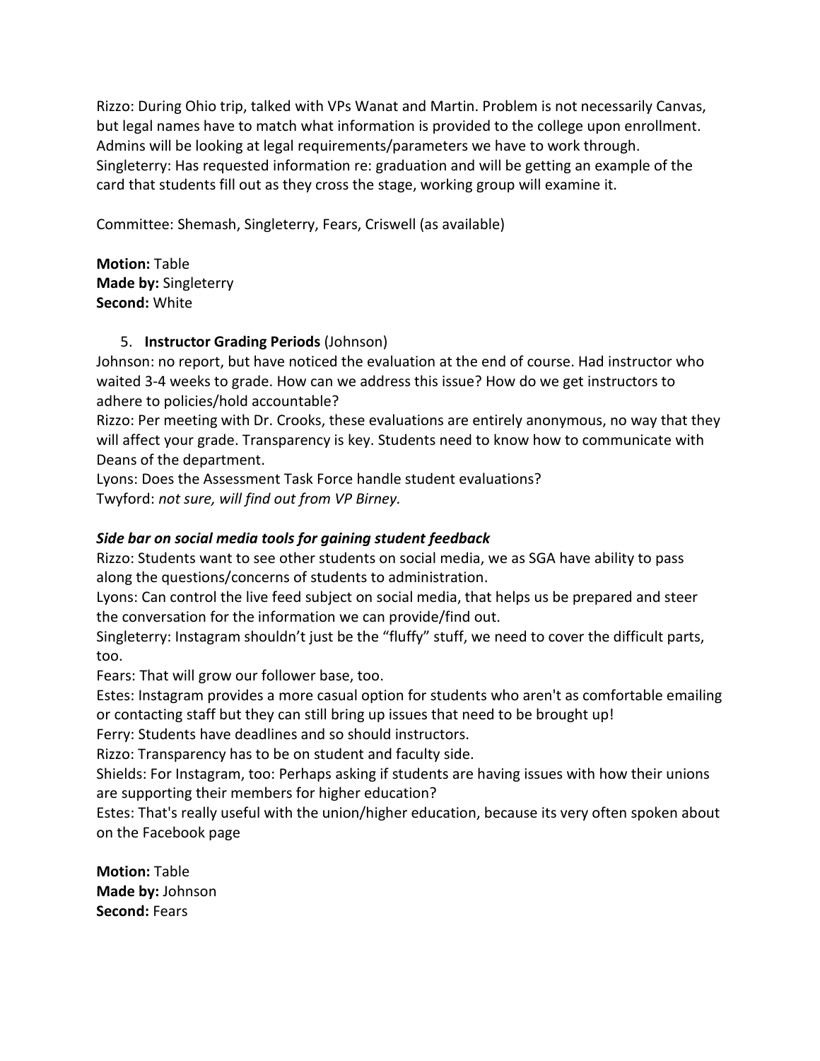Rizzo: During Ohio trip, talked with VPs Wanat and Martin. Problem is not necessarily Canvas, but legal names have to match what information is provided to the college upon enrollment. Admins will be looking at legal requirements/parameters we have to work through.
Singleterry: Has requested information re: graduation and will be getting an example of the card that students fill out as they cross the stage, working group will examine it.

Committee: Shemash, Singleterry, Fears, Criswell (as available)

**Motion:** Table
**Made by:** Singleterry
**Second:** White

5. **Instructor Grading Periods** (Johnson)

Johnson: no report, but have noticed the evaluation at the end of course. Had instructor who waited 3-4 weeks to grade. How can we address this issue? How do we get instructors to adhere to policies/hold accountable?
Rizzo: Per meeting with Dr. Crooks, these evaluations are entirely anonymous, no way that they will affect your grade. Transparency is key. Students need to know how to communicate with Deans of the department.
Lyons: Does the Assessment Task Force handle student evaluations?
Twyford: *not sure, will find out from VP Birney.*

***Side bar on social media tools for gaining student feedback***

Rizzo: Students want to see other students on social media, we as SGA have ability to pass along the questions/concerns of students to administration.
Lyons: Can control the live feed subject on social media, that helps us be prepared and steer the conversation for the information we can provide/find out.
Singleterry: Instagram shouldn't just be the "fluffy" stuff, we need to cover the difficult parts, too.
Fears: That will grow our follower base, too.
Estes: Instagram provides a more casual option for students who aren't as comfortable emailing or contacting staff but they can still bring up issues that need to be brought up!
Ferry: Students have deadlines and so should instructors.
Rizzo: Transparency has to be on student and faculty side.
Shields: For Instagram, too: Perhaps asking if students are having issues with how their unions are supporting their members for higher education?
Estes: That's really useful with the union/higher education, because its very often spoken about on the Facebook page

**Motion:** Table
**Made by:** Johnson
**Second:** Fears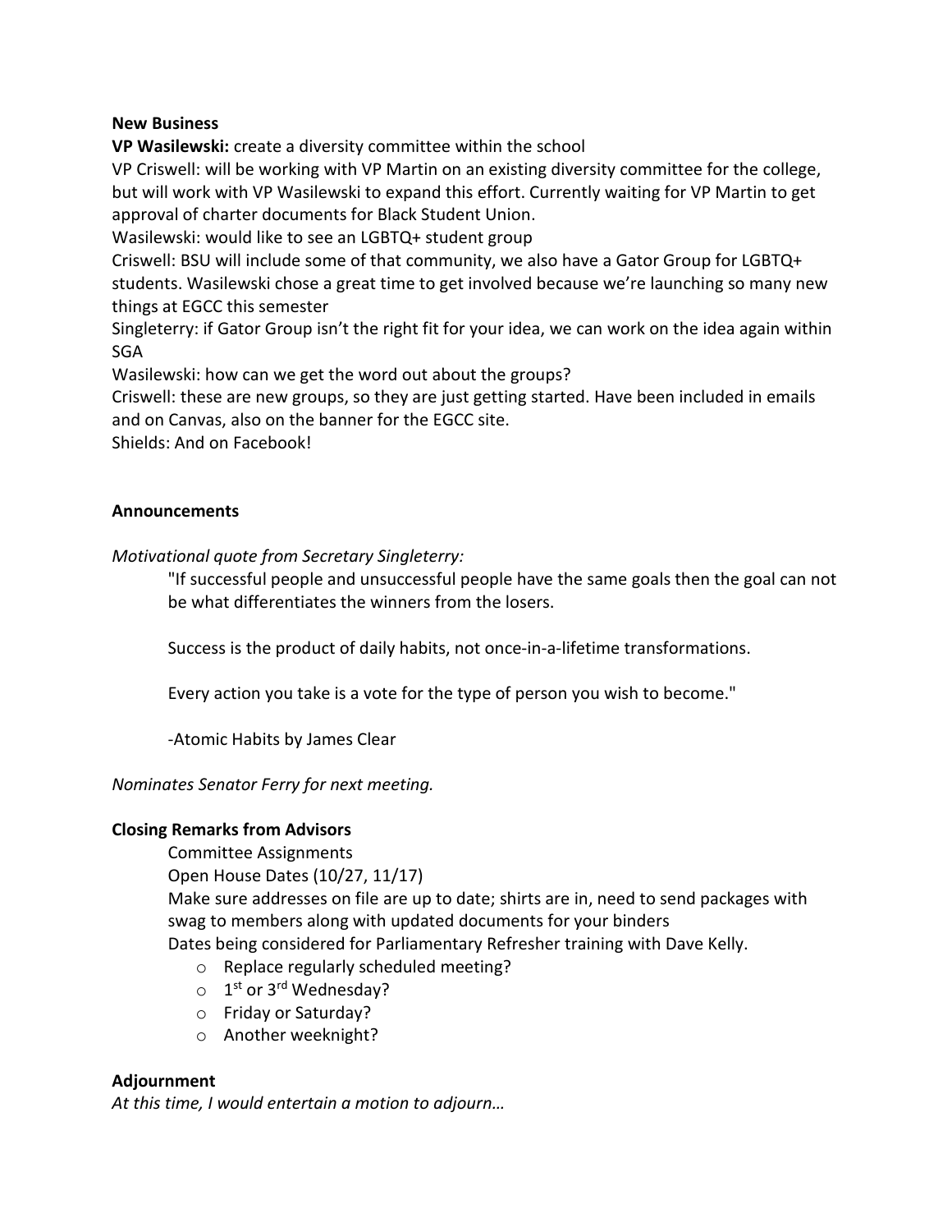**New Business**

**VP Wasilewski:** create a diversity committee within the school

VP Criswell: will be working with VP Martin on an existing diversity committee for the college, but will work with VP Wasilewski to expand this effort. Currently waiting for VP Martin to get approval of charter documents for Black Student Union.

Wasilewski: would like to see an LGBTQ+ student group

Criswell: BSU will include some of that community, we also have a Gator Group for LGBTQ+ students. Wasilewski chose a great time to get involved because we're launching so many new things at EGCC this semester

Singleterry: if Gator Group isn't the right fit for your idea, we can work on the idea again within SGA

Wasilewski: how can we get the word out about the groups?

Criswell: these are new groups, so they are just getting started. Have been included in emails and on Canvas, also on the banner for the EGCC site.

Shields: And on Facebook!

**Announcements**

*Motivational quote from Secretary Singleterry:*

> "If successful people and unsuccessful people have the same goals then the goal can not be what differentiates the winners from the losers.
>
> Success is the product of daily habits, not once-in-a-lifetime transformations.
>
> Every action you take is a vote for the type of person you wish to become."
>
> -Atomic Habits by James Clear

*Nominates Senator Ferry for next meeting.*

**Closing Remarks from Advisors**

Committee Assignments

Open House Dates (10/27, 11/17)

Make sure addresses on file are up to date; shirts are in, need to send packages with swag to members along with updated documents for your binders

Dates being considered for Parliamentary Refresher training with Dave Kelly.

- Replace regularly scheduled meeting?
- 1st or 3rd Wednesday?
- Friday or Saturday?
- Another weeknight?

**Adjournment**

*At this time, I would entertain a motion to adjourn…*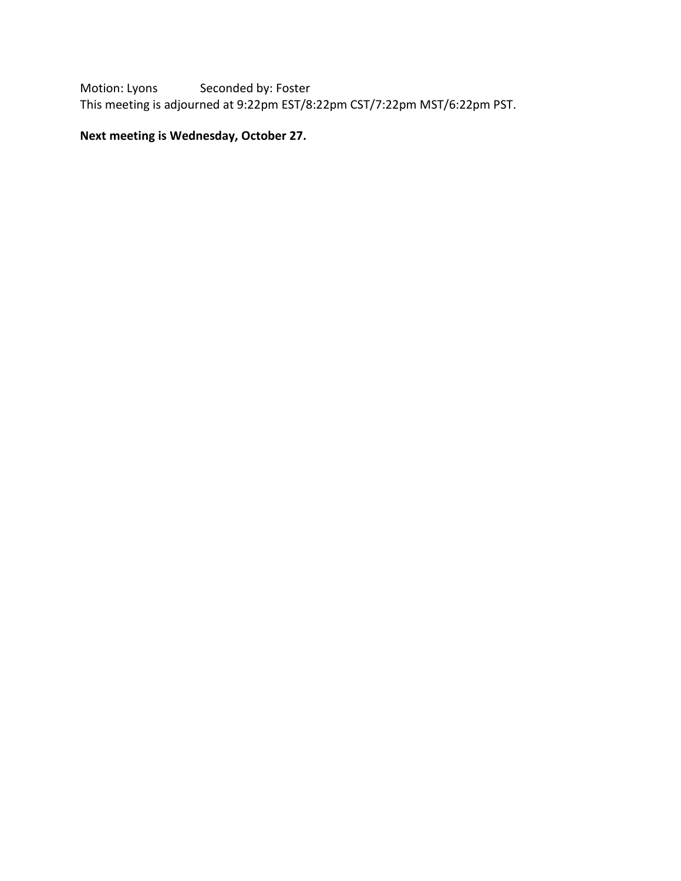Motion: Lyons Seconded by: Foster
This meeting is adjourned at 9:22pm EST/8:22pm CST/7:22pm MST/6:22pm PST.

**Next meeting is Wednesday, October 27.**